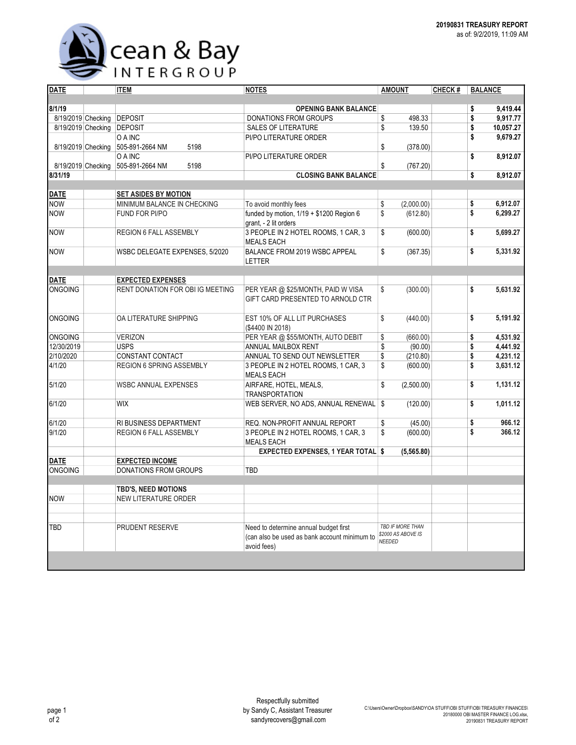Ocean & Bay INTERGROUP

**20190831 TREASURY REPORT**
as of: 9/2/2019, 11:09 AM

| DATE | | ITEM | NOTES | AMOUNT | CHECK # | BALANCE |
|---|---|---|---|---|---|---|
| **8/1/19** | | | **OPENING BANK BALANCE** | | | **$ 9,419.44** |
| 8/19/2019 | Checking | DEPOSIT | DONATIONS FROM GROUPS | $ 498.33 | | **$ 9,917.77** |
| 8/19/2019 | Checking | DEPOSIT | SALES OF LITERATURE | $ 139.50 | | **$ 10,057.27** |
| 8/19/2019 | Checking | O A INC 505-891-2664 NM 5198 | PI/PO LITERATURE ORDER | $ (378.00) | | **$ 9,679.27** |
| 8/19/2019 | Checking | O A INC 505-891-2664 NM 5198 | PI/PO LITERATURE ORDER | $ (767.20) | | **$ 8,912.07** |
| **8/31/19** | | | **CLOSING BANK BALANCE** | | | **$ 8,912.07** |
| | | | | | | |
| **DATE** | | **SET ASIDES BY MOTION** | | | | |
| NOW | | MINIMUM BALANCE IN CHECKING | To avoid monthly fees | $ (2,000.00) | | **$ 6,912.07** |
| NOW | | FUND FOR PI/PO | funded by motion, 1/19 + $1200 Region 6 grant, - 2 lit orders | $ (612.80) | | **$ 6,299.27** |
| NOW | | REGION 6 FALL ASSEMBLY | 3 PEOPLE IN 2 HOTEL ROOMS, 1 CAR, 3 MEALS EACH | $ (600.00) | | **$ 5,699.27** |
| NOW | | WSBC DELEGATE EXPENSES, 5/2020 | BALANCE FROM 2019 WSBC APPEAL LETTER | $ (367.35) | | **$ 5,331.92** |
| | | | | | | |
| **DATE** | | **EXPECTED EXPENSES** | | | | |
| ONGOING | | RENT DONATION FOR OBI IG MEETING | PER YEAR @ $25/MONTH, PAID W VISA GIFT CARD PRESENTED TO ARNOLD CTR | $ (300.00) | | **$ 5,631.92** |
| ONGOING | | OA LITERATURE SHIPPING | EST 10% OF ALL LIT PURCHASES ($4400 IN 2018) | $ (440.00) | | **$ 5,191.92** |
| ONGOING | | VERIZON | PER YEAR @ $55/MONTH, AUTO DEBIT | $ (660.00) | | **$ 4,531.92** |
| 12/30/2019 | | USPS | ANNUAL MAILBOX RENT | $ (90.00) | | **$ 4,441.92** |
| 2/10/2020 | | CONSTANT CONTACT | ANNUAL TO SEND OUT NEWSLETTER | $ (210.80) | | **$ 4,231.12** |
| 4/1/20 | | REGION 6 SPRING ASSEMBLY | 3 PEOPLE IN 2 HOTEL ROOMS, 1 CAR, 3 MEALS EACH | $ (600.00) | | **$ 3,631.12** |
| 5/1/20 | | WSBC ANNUAL EXPENSES | AIRFARE, HOTEL, MEALS, TRANSPORTATION | $ (2,500.00) | | **$ 1,131.12** |
| 6/1/20 | | WIX | WEB SERVER, NO ADS, ANNUAL RENEWAL | $ (120.00) | | **$ 1,011.12** |
| 6/1/20 | | RI BUSINESS DEPARTMENT | REQ. NON-PROFIT ANNUAL REPORT | $ (45.00) | | **$ 966.12** |
| 9/1/20 | | REGION 6 FALL ASSEMBLY | 3 PEOPLE IN 2 HOTEL ROOMS, 1 CAR, 3 MEALS EACH | $ (600.00) | | **$ 366.12** |
| | | | **EXPECTED EXPENSES, 1 YEAR TOTAL** | **$ (5,565.80)** | | |
| **DATE** | | **EXPECTED INCOME** | | | | |
| ONGOING | | DONATIONS FROM GROUPS | TBD | | | |
| | | | | | | |
| | | **TBD'S, NEED MOTIONS** | | | | |
| NOW | | NEW LITERATURE ORDER | | | | |
| TBD | | PRUDENT RESERVE | Need to determine annual budget first (can also be used as bank account minimum to avoid fees) | *TBD IF MORE THAN $2000 AS ABOVE IS NEEDED* | | |

Respectfully submitted
by Sandy C, Assistant Treasurer
sandyrecovers@gmail.com

C:\Users\Owner\Dropbox\SANDY\OA STUFF\OBI STUFF\OBI TREASURY FINANCES\20180000 OBI MASTER FINANCE LOG.xlsx, 20190831 TREASURY REPORT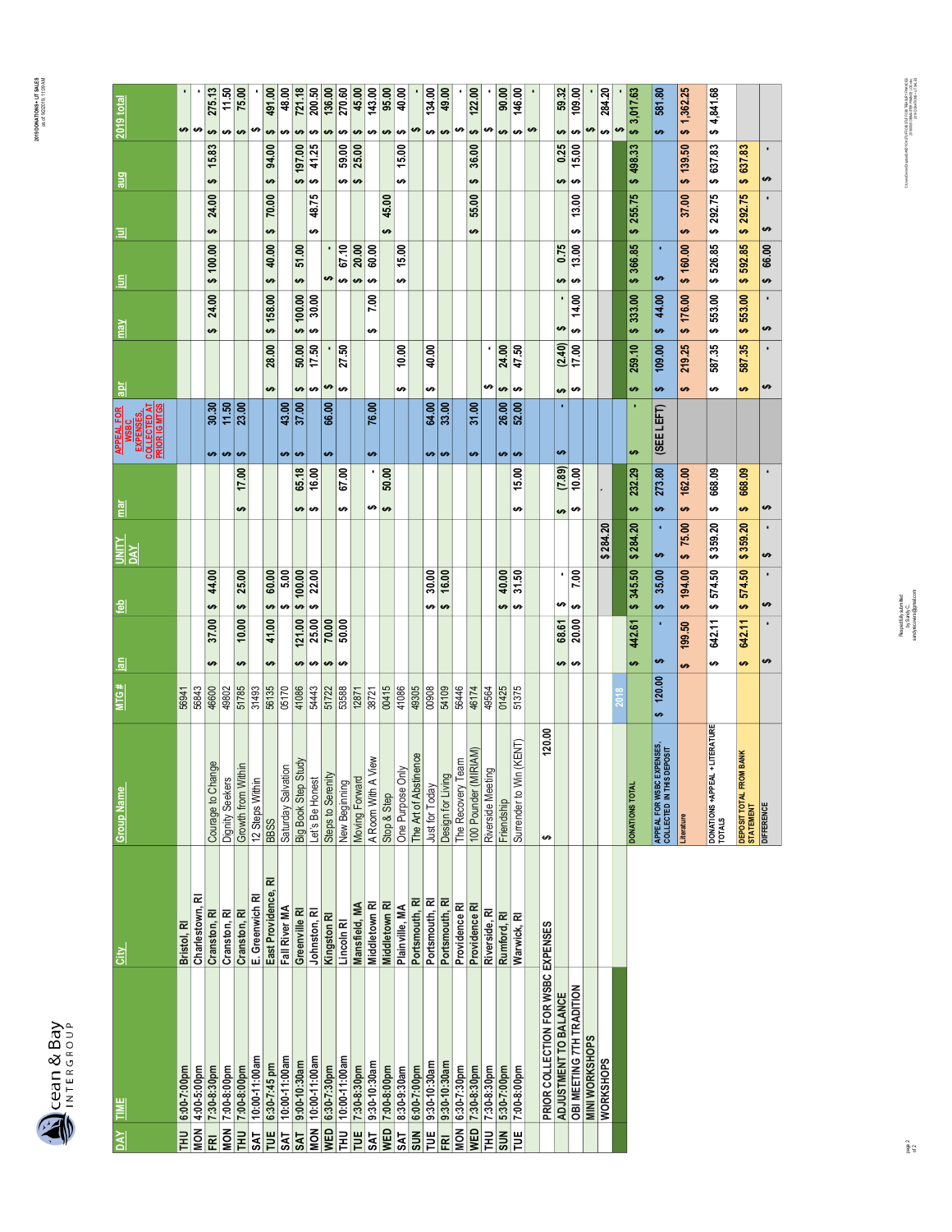Ocean & Bay INTERGROUP

**2019 DONATIONS + LIT SALES**

| DAY | TIME | City | Group Name | MTG # | jan | feb | UNITY DAY | mar | APPEAL FOR WSBC EXPENSES, COLLECTED AT PRIOR IG MTGS | apr | may | jun | jul | aug | 2019 total |
|---|---|---|---|---|---|---|---|---|---|---|---|---|---|---|---|
| THU | 6:00-7:00pm | Bristol, RI | | 56941 | | | | | | | | | | | $ - |
| MON | 4:00-5:00pm | Charlestown, RI | | 56843 | | | | | | | | | | | $ - |
| FRI | 7:30-8:30pm | Cranston, RI | Courage to Change | 46600 | $ 37.00 | $ 44.00 | | | $ 30.30 | | $ 24.00 | $ 100.00 | $ 24.00 | $ 15.83 | $ 275.13 |
| MON | 7:00-8:00pm | Cranston, RI | Dignity Seekers | 49802 | | | | | $ 11.50 | | | | | | $ 11.50 |
| THU | 7:00-8:00pm | Cranston, RI | Growth from Within | 51785 | $ 10.00 | $ 25.00 | | $ 17.00 | $ 23.00 | | | | | | $ 75.00 |
| SAT | 10:00-11:00am | E. Greenwich RI | 12 Steps Within | 31493 | | | | | | | | | | | $ - |
| TUE | 6:30-7:45 pm | East Providence, RI | BBSS | 56135 | $ 41.00 | $ 60.00 | | | | $ 28.00 | $ 158.00 | $ 40.00 | $ 70.00 | $ 94.00 | $ 491.00 |
| SAT | 10:00-11:00am | Fall River MA | Saturday Salvation | 05170 | | $ 5.00 | | | $ 43.00 | | | | | | $ 48.00 |
| SAT | 9:00-10:30am | Greenville RI | Big Book Step Study | 41086 | $ 121.00 | $ 100.00 | | $ 65.18 | $ 37.00 | $ 50.00 | $ 100.00 | $ 51.00 | | $ 197.00 | $ 721.18 |
| MON | 10:00-11:00am | Johnston, RI | Let's Be Honest | 54443 | $ 25.00 | $ 22.00 | | $ 16.00 | | $ 17.50 | $ 30.00 | | $ 48.75 | $ 41.25 | $ 200.50 |
| WED | 6:30-7:30pm | Kingston RI | Steps to Serenity | 51722 | $ 70.00 | | | | $ 66.00 | $ - | | $ - | | | $ 136.00 |
| THU | 10:00-11:00am | Lincoln RI | New Beginning | 53588 | $ 50.00 | | | $ 67.00 | | $ 27.50 | | $ 67.10 | | $ 59.00 | $ 270.60 |
| TUE | 7:30-8:30pm | Mansfield, MA | Moving Forward | 12871 | | | | | | | | $ 20.00 | | $ 25.00 | $ 45.00 |
| SAT | 9:30-10:30am | Middletown RI | A Room With A View | 38721 | | | | $ - | $ 76.00 | | $ 7.00 | $ 60.00 | | | $ 143.00 |
| WED | 7:00-8:00pm | Middletown RI | Stop & Step | 00415 | | | | $ 50.00 | | | | | $ 45.00 | | $ 95.00 |
| SAT | 8:30-9:30am | Plainville, MA | One Purpose Only | 41086 | | | | | | $ 10.00 | | $ 15.00 | | $ 15.00 | $ 40.00 |
| SUN | 6:00-7:00pm | Portsmouth, RI | The Art of Abstinence | 49305 | | | | | | | | | | | $ - |
| TUE | 9:30-10:30am | Portsmouth, RI | Just for Today | 00908 | | $ 30.00 | | | $ 64.00 | $ 40.00 | | | | | $ 134.00 |
| FRI | 9:30-10:30am | Portsmouth, RI | Design for Living | 54109 | | $ 16.00 | | | $ 33.00 | | | | | | $ 49.00 |
| MON | 6:30-7:30pm | Providence RI | The Recovery Team | 56446 | | | | | | | | | | | $ - |
| WED | 7:30-8:30pm | Providence RI | 100 Pounder (MIRIAM) | 46174 | | | | | $ 31.00 | | | | $ 55.00 | $ 36.00 | $ 122.00 |
| THU | 7:30-8:30pm | Riverside, RI | Riverside Meeting | 49564 | | | | | | $ - | | | | | $ - |
| SUN | 5:30-7:00pm | Rumford, RI | Friendship | 01425 | | $ 40.00 | | | $ 26.00 | $ 24.00 | | | | | $ 90.00 |
| TUE | 7:00-8:00pm | Warwick, RI | Surrender to Win (KENT) | 51375 | | $ 31.50 | | $ 15.00 | $ 52.00 | $ 47.50 | | | | | $ 146.00 |
| | PRIOR COLLECTION FOR WSBC EXPENSES | | $ 120.00 | | | | | | | | | | | | $ - |
| | ADJUSTMENT TO BALANCE | | | | $ 68.61 | $ - | | $ (7.89) | $ - | $ (2.40) | $ - | $ 0.75 | | $ 0.25 | $ 59.32 |
| | OBI MEETING 7TH TRADITION | | | | $ 20.00 | $ 7.00 | | $ 10.00 | | $ 17.00 | $ 14.00 | $ 13.00 | $ 13.00 | $ 15.00 | $ 109.00 |
| | MINI WORKSHOPS | | | | | | | - | | | | | | | $ - |
| | WORKSHOPS | | | | | | $ 284.20 | | | | | | | | $ 284.20 |
| | | | | 2018 | | | | | | | | | | | $ - |
| | | | DONATIONS TOTAL | | $ 442.61 | $ 345.50 | $ 284.20 | $ 232.29 | $ - | $ 259.10 | $ 333.00 | $ 366.85 | $ 255.75 | $ 498.33 | $ 3,017.63 |
| | | | APPEAL FOR WSBC EXPENSES, COLLECTED IN THIS DEPOSIT | $ 120.00 | $ - | $ 35.00 | $ - | $ 273.80 | (SEE LEFT) | $ 109.00 | $ 44.00 | $ - | | | $ 581.80 |
| | | | Literature | | $ 199.50 | $ 194.00 | $ 75.00 | $ 162.00 | | $ 219.25 | $ 176.00 | $ 160.00 | $ 37.00 | $ 139.50 | $ 1,362.25 |
| | | | DONATIONS +APPEAL + LITERATURE TOTALS | | $ 642.11 | $ 574.50 | $ 359.20 | $ 668.09 | | $ 587.35 | $ 553.00 | $ 526.85 | $ 292.75 | $ 637.83 | $ 4,841.68 |
| | | | DEPOSIT TOTAL FROM BANK STATEMENT | | $ 642.11 | $ 574.50 | $ 359.20 | $ 668.09 | | $ 587.35 | $ 553.00 | $ 592.85 | $ 292.75 | $ 637.83 | |
| | | | DIFFERENCE | | $ - | $ - | $ - | $ - | | $ - | $ - | $ 66.00 | $ - | $ - | |

Respectfully submitted
by Sandy C.
sandyaccounts@gmail.com